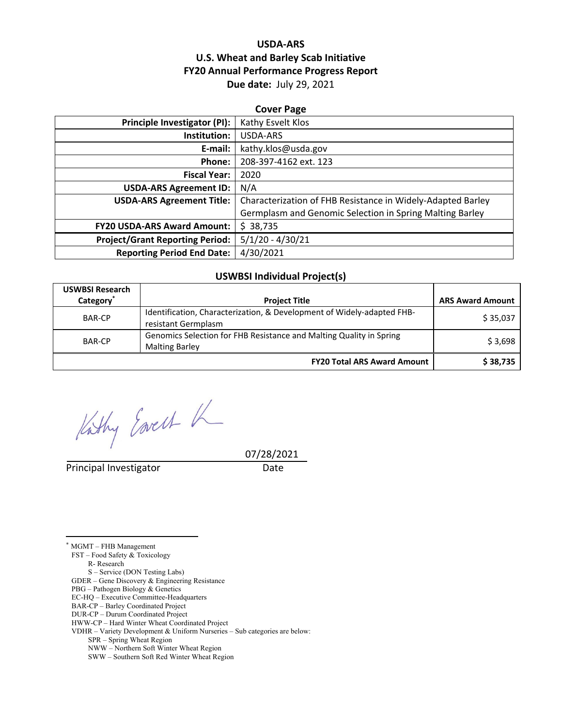# USDA-ARS
# U.S. Wheat and Barley Scab Initiative
# FY20 Annual Performance Progress Report
**Due date:** July 29, 2021

## Cover Page

| | |
|---:|---|
| **Principle Investigator (PI):** | Kathy Esvelt Klos |
| **Institution:** | USDA-ARS |
| **E-mail:** | kathy.klos@usda.gov |
| **Phone:** | 208-397-4162 ext. 123 |
| **Fiscal Year:** | 2020 |
| **USDA-ARS Agreement ID:** | N/A |
| **USDA-ARS Agreement Title:** | Characterization of FHB Resistance in Widely-Adapted Barley Germplasm and Genomic Selection in Spring Malting Barley |
| **FY20 USDA-ARS Award Amount:** | $ 38,735 |
| **Project/Grant Reporting Period:** | 5/1/20 - 4/30/21 |
| **Reporting Period End Date:** | 4/30/2021 |

## USWBSI Individual Project(s)

| USWBSI Research Category* | Project Title | ARS Award Amount |
|---|---|---|
| BAR-CP | Identification, Characterization, & Development of Widely-adapted FHB-resistant Germplasm | $ 35,037 |
| BAR-CP | Genomics Selection for FHB Resistance and Malting Quality in Spring Malting Barley | $ 3,698 |
| | **FY20 Total ARS Award Amount** | **$ 38,735** |

Principal Investigator — Date: 07/28/2021

---

* MGMT – FHB Management
  FST – Food Safety & Toxicology
    R- Research
    S – Service (DON Testing Labs)
  GDER – Gene Discovery & Engineering Resistance
  PBG – Pathogen Biology & Genetics
  EC-HQ – Executive Committee-Headquarters
  BAR-CP – Barley Coordinated Project
  DUR-CP – Durum Coordinated Project
  HWW-CP – Hard Winter Wheat Coordinated Project
  VDHR – Variety Development & Uniform Nurseries – Sub categories are below:
    SPR – Spring Wheat Region
    NWW – Northern Soft Winter Wheat Region
    SWW – Southern Soft Red Winter Wheat Region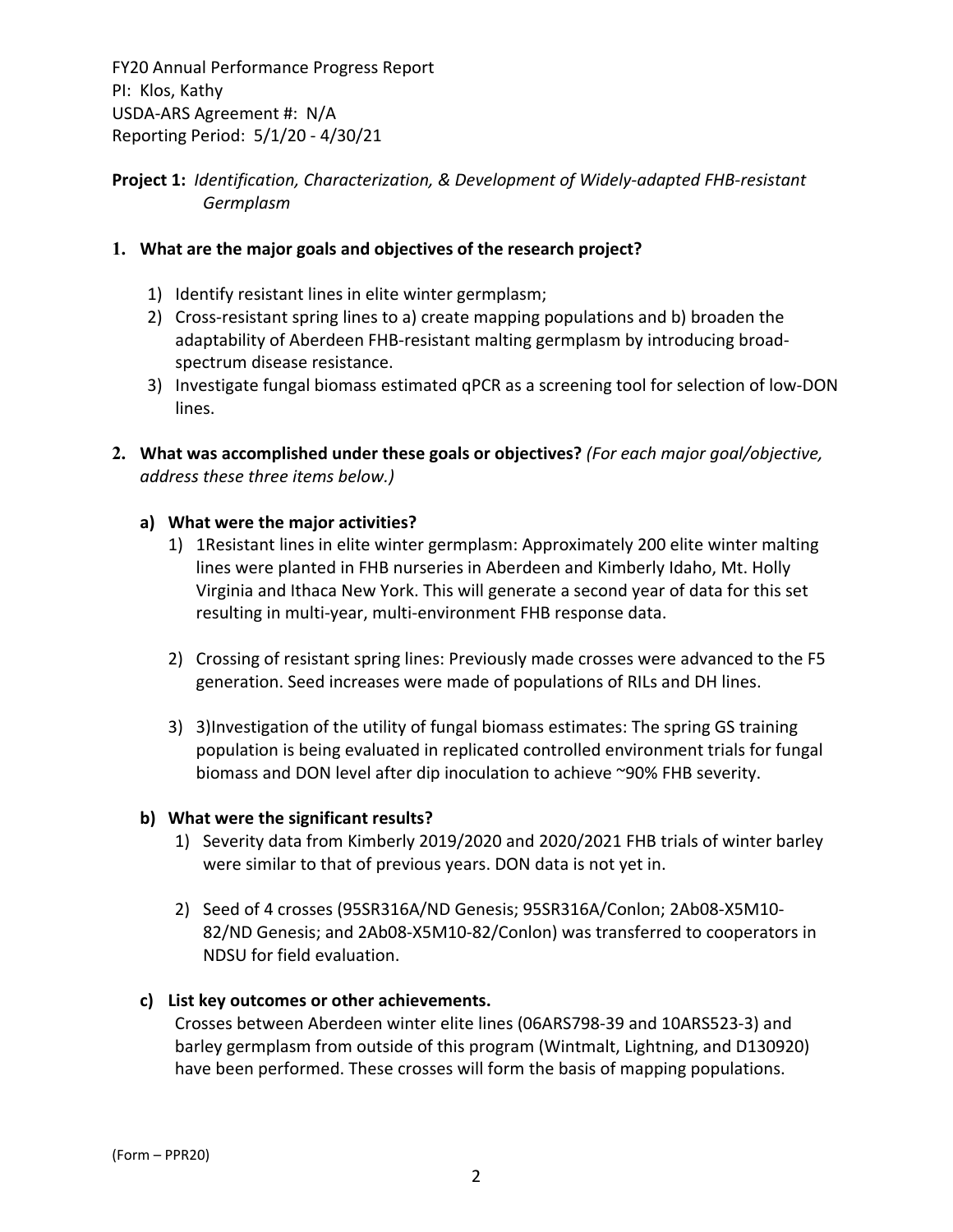FY20 Annual Performance Progress Report
PI: Klos, Kathy
USDA-ARS Agreement #: N/A
Reporting Period: 5/1/20 - 4/30/21

**Project 1:** *Identification, Characterization, & Development of Widely-adapted FHB-resistant Germplasm*

**1. What are the major goals and objectives of the research project?**

1) Identify resistant lines in elite winter germplasm;
2) Cross-resistant spring lines to a) create mapping populations and b) broaden the adaptability of Aberdeen FHB-resistant malting germplasm by introducing broad-spectrum disease resistance.
3) Investigate fungal biomass estimated qPCR as a screening tool for selection of low-DON lines.

**2. What was accomplished under these goals or objectives?** *(For each major goal/objective, address these three items below.)*

**a) What were the major activities?**

1) 1Resistant lines in elite winter germplasm: Approximately 200 elite winter malting lines were planted in FHB nurseries in Aberdeen and Kimberly Idaho, Mt. Holly Virginia and Ithaca New York. This will generate a second year of data for this set resulting in multi-year, multi-environment FHB response data.

2) Crossing of resistant spring lines: Previously made crosses were advanced to the F5 generation. Seed increases were made of populations of RILs and DH lines.

3) 3)Investigation of the utility of fungal biomass estimates: The spring GS training population is being evaluated in replicated controlled environment trials for fungal biomass and DON level after dip inoculation to achieve ~90% FHB severity.

**b) What were the significant results?**

1) Severity data from Kimberly 2019/2020 and 2020/2021 FHB trials of winter barley were similar to that of previous years. DON data is not yet in.

2) Seed of 4 crosses (95SR316A/ND Genesis; 95SR316A/Conlon; 2Ab08-X5M10-82/ND Genesis; and 2Ab08-X5M10-82/Conlon) was transferred to cooperators in NDSU for field evaluation.

**c) List key outcomes or other achievements.**

Crosses between Aberdeen winter elite lines (06ARS798-39 and 10ARS523-3) and barley germplasm from outside of this program (Wintmalt, Lightning, and D130920) have been performed. These crosses will form the basis of mapping populations.

(Form – PPR20)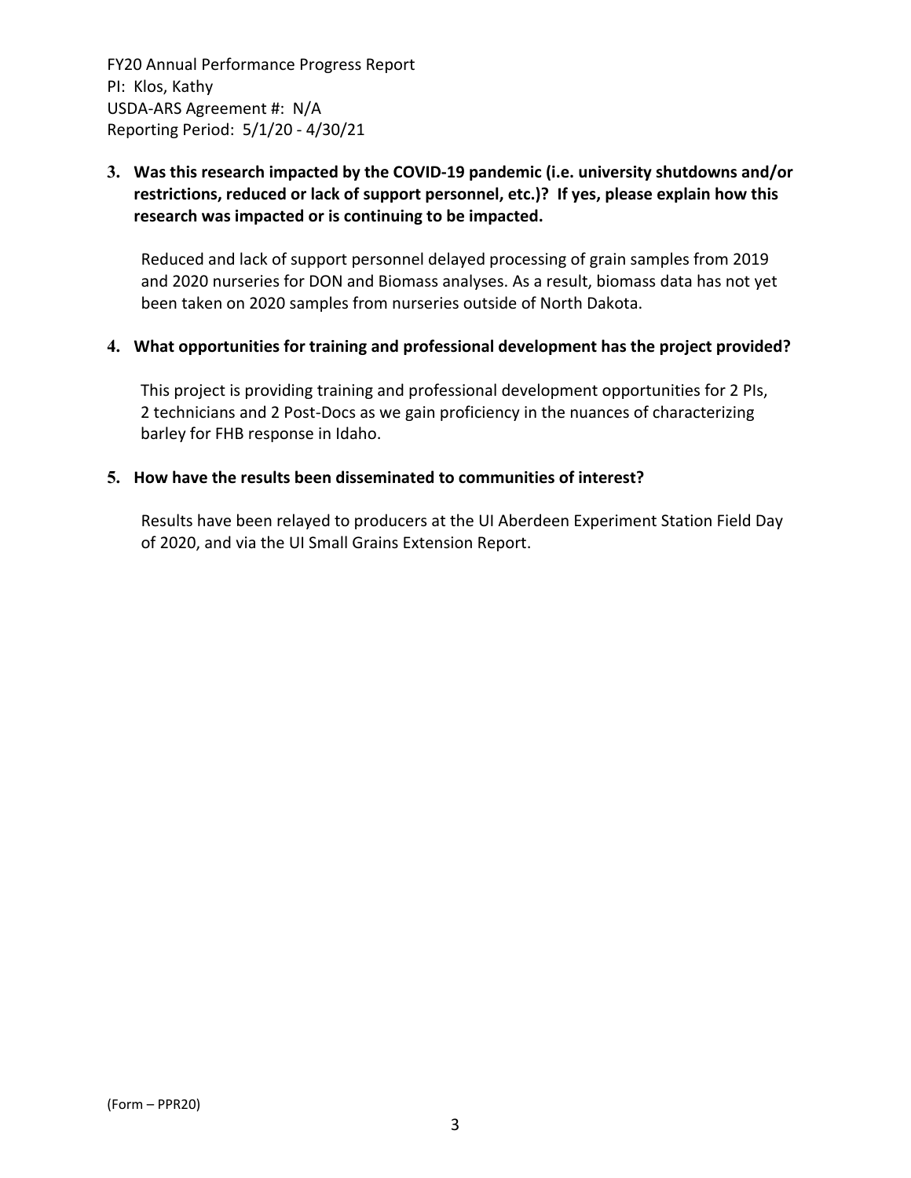**3. Was this research impacted by the COVID-19 pandemic (i.e. university shutdowns and/or restrictions, reduced or lack of support personnel, etc.)? If yes, please explain how this research was impacted or is continuing to be impacted.**

Reduced and lack of support personnel delayed processing of grain samples from 2019 and 2020 nurseries for DON and Biomass analyses. As a result, biomass data has not yet been taken on 2020 samples from nurseries outside of North Dakota.

**4. What opportunities for training and professional development has the project provided?**

This project is providing training and professional development opportunities for 2 PIs, 2 technicians and 2 Post-Docs as we gain proficiency in the nuances of characterizing barley for FHB response in Idaho.

**5. How have the results been disseminated to communities of interest?**

Results have been relayed to producers at the UI Aberdeen Experiment Station Field Day of 2020, and via the UI Small Grains Extension Report.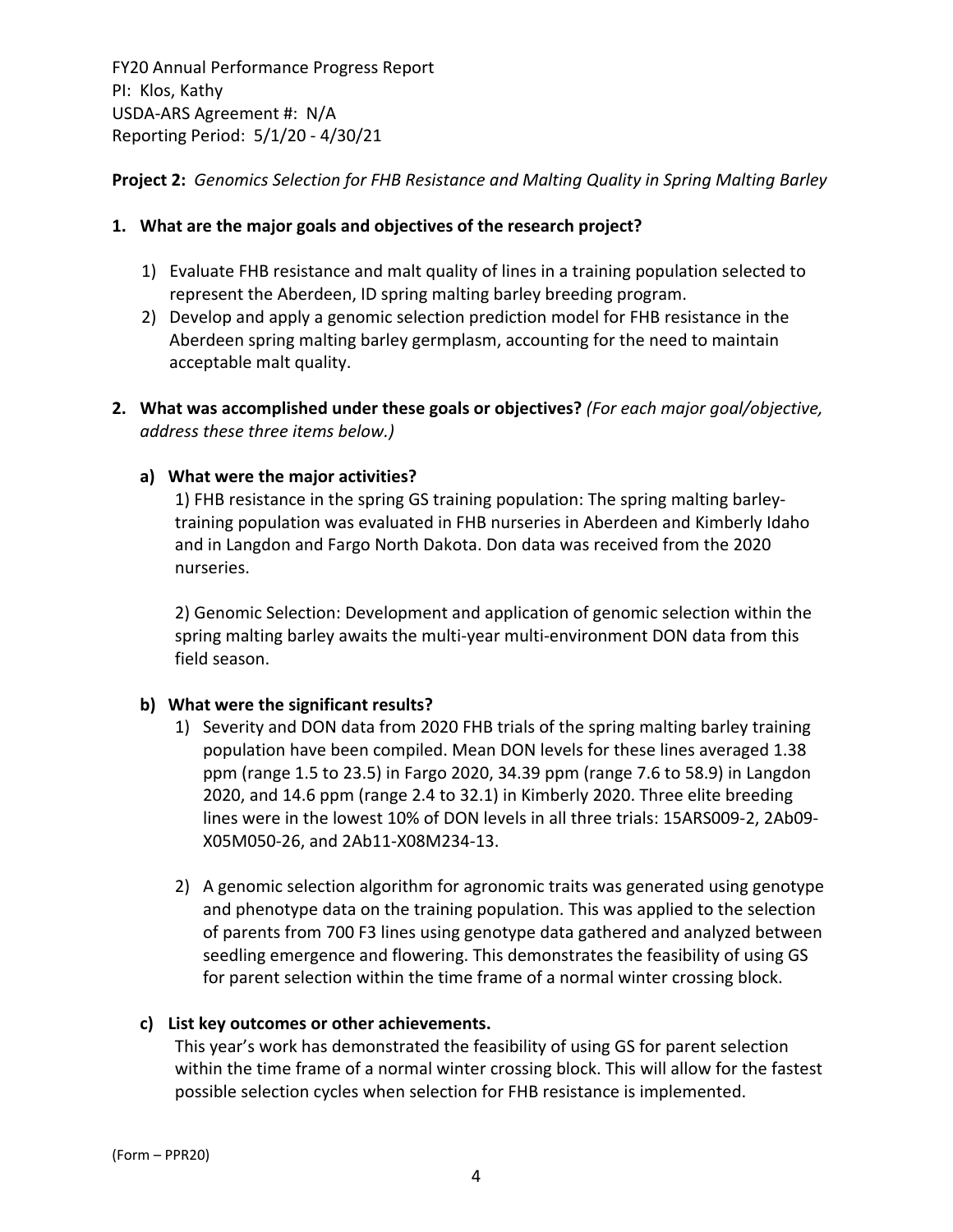FY20 Annual Performance Progress Report
PI: Klos, Kathy
USDA-ARS Agreement #: N/A
Reporting Period: 5/1/20 - 4/30/21

**Project 2:** *Genomics Selection for FHB Resistance and Malting Quality in Spring Malting Barley*

**1. What are the major goals and objectives of the research project?**

1) Evaluate FHB resistance and malt quality of lines in a training population selected to represent the Aberdeen, ID spring malting barley breeding program.
2) Develop and apply a genomic selection prediction model for FHB resistance in the Aberdeen spring malting barley germplasm, accounting for the need to maintain acceptable malt quality.

**2. What was accomplished under these goals or objectives?** *(For each major goal/objective, address these three items below.)*

**a) What were the major activities?**

1) FHB resistance in the spring GS training population: The spring malting barley-training population was evaluated in FHB nurseries in Aberdeen and Kimberly Idaho and in Langdon and Fargo North Dakota. Don data was received from the 2020 nurseries.

2) Genomic Selection: Development and application of genomic selection within the spring malting barley awaits the multi-year multi-environment DON data from this field season.

**b) What were the significant results?**

1) Severity and DON data from 2020 FHB trials of the spring malting barley training population have been compiled. Mean DON levels for these lines averaged 1.38 ppm (range 1.5 to 23.5) in Fargo 2020, 34.39 ppm (range 7.6 to 58.9) in Langdon 2020, and 14.6 ppm (range 2.4 to 32.1) in Kimberly 2020. Three elite breeding lines were in the lowest 10% of DON levels in all three trials: 15ARS009-2, 2Ab09-X05M050-26, and 2Ab11-X08M234-13.

2) A genomic selection algorithm for agronomic traits was generated using genotype and phenotype data on the training population. This was applied to the selection of parents from 700 F3 lines using genotype data gathered and analyzed between seedling emergence and flowering. This demonstrates the feasibility of using GS for parent selection within the time frame of a normal winter crossing block.

**c) List key outcomes or other achievements.**

This year's work has demonstrated the feasibility of using GS for parent selection within the time frame of a normal winter crossing block. This will allow for the fastest possible selection cycles when selection for FHB resistance is implemented.

(Form – PPR20)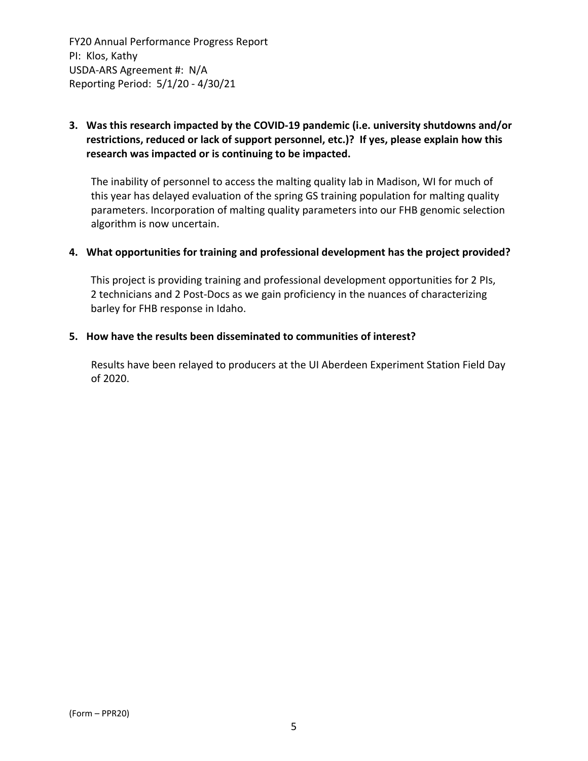**3. Was this research impacted by the COVID-19 pandemic (i.e. university shutdowns and/or restrictions, reduced or lack of support personnel, etc.)? If yes, please explain how this research was impacted or is continuing to be impacted.**

The inability of personnel to access the malting quality lab in Madison, WI for much of this year has delayed evaluation of the spring GS training population for malting quality parameters. Incorporation of malting quality parameters into our FHB genomic selection algorithm is now uncertain.

**4. What opportunities for training and professional development has the project provided?**

This project is providing training and professional development opportunities for 2 PIs, 2 technicians and 2 Post-Docs as we gain proficiency in the nuances of characterizing barley for FHB response in Idaho.

**5. How have the results been disseminated to communities of interest?**

Results have been relayed to producers at the UI Aberdeen Experiment Station Field Day of 2020.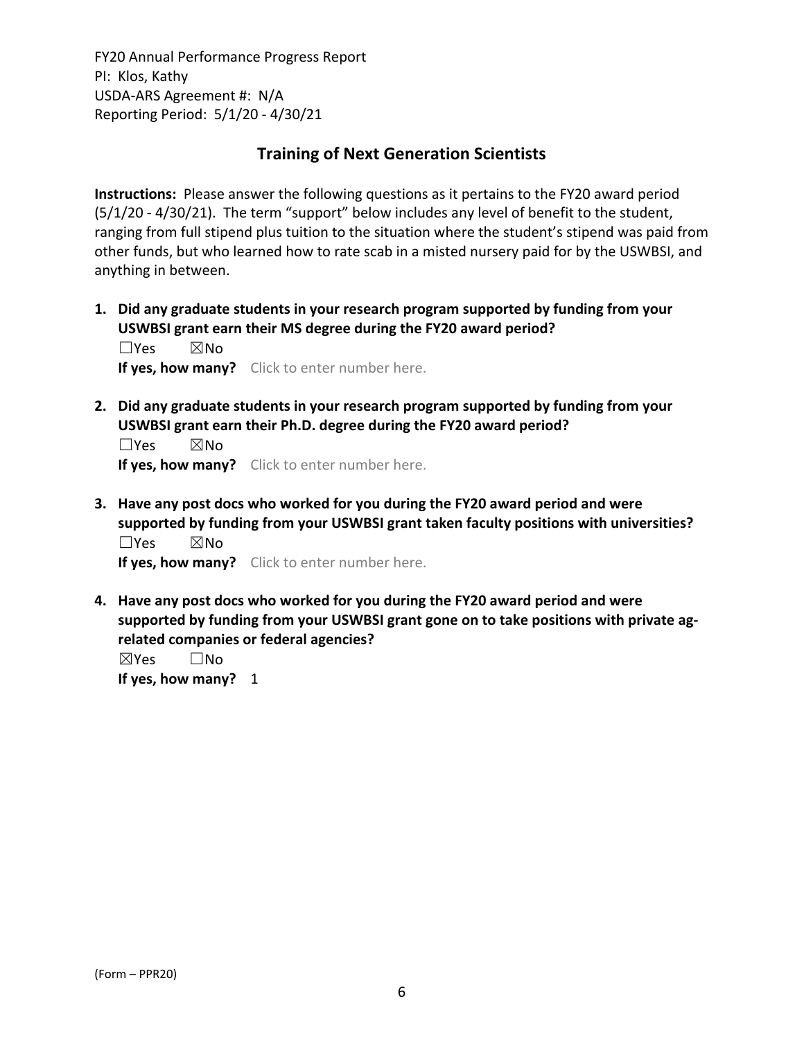FY20 Annual Performance Progress Report
PI: Klos, Kathy
USDA-ARS Agreement #: N/A
Reporting Period: 5/1/20 - 4/30/21

## Training of Next Generation Scientists

**Instructions:** Please answer the following questions as it pertains to the FY20 award period (5/1/20 - 4/30/21). The term "support" below includes any level of benefit to the student, ranging from full stipend plus tuition to the situation where the student's stipend was paid from other funds, but who learned how to rate scab in a misted nursery paid for by the USWBSI, and anything in between.

1. **Did any graduate students in your research program supported by funding from your USWBSI grant earn their MS degree during the FY20 award period?**
   ☐Yes ☒No
   **If yes, how many?** Click to enter number here.

2. **Did any graduate students in your research program supported by funding from your USWBSI grant earn their Ph.D. degree during the FY20 award period?**
   ☐Yes ☒No
   **If yes, how many?** Click to enter number here.

3. **Have any post docs who worked for you during the FY20 award period and were supported by funding from your USWBSI grant taken faculty positions with universities?**
   ☐Yes ☒No
   **If yes, how many?** Click to enter number here.

4. **Have any post docs who worked for you during the FY20 award period and were supported by funding from your USWBSI grant gone on to take positions with private ag-related companies or federal agencies?**
   ☒Yes ☐No
   **If yes, how many?** 1

(Form – PPR20)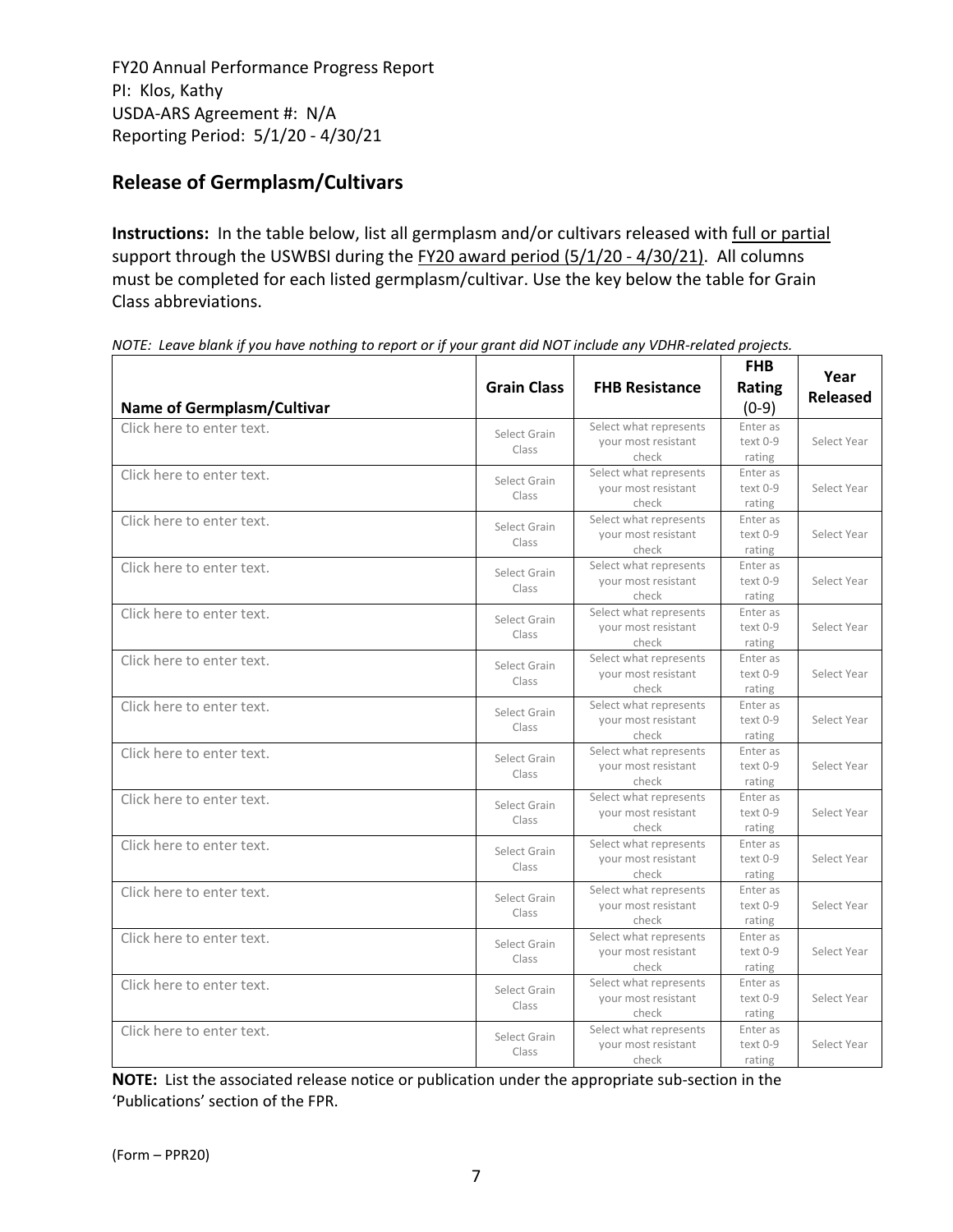FY20 Annual Performance Progress Report
PI: Klos, Kathy
USDA-ARS Agreement #: N/A
Reporting Period: 5/1/20 - 4/30/21

## Release of Germplasm/Cultivars

**Instructions:** In the table below, list all germplasm and/or cultivars released with full or partial support through the USWBSI during the FY20 award period (5/1/20 - 4/30/21). All columns must be completed for each listed germplasm/cultivar. Use the key below the table for Grain Class abbreviations.

*NOTE: Leave blank if you have nothing to report or if your grant did NOT include any VDHR-related projects.*

| Name of Germplasm/Cultivar | Grain Class | FHB Resistance | FHB Rating (0-9) | Year Released |
|---|---|---|---|---|
| Click here to enter text. | Select Grain Class | Select what represents your most resistant check | Enter as text 0-9 rating | Select Year |
| Click here to enter text. | Select Grain Class | Select what represents your most resistant check | Enter as text 0-9 rating | Select Year |
| Click here to enter text. | Select Grain Class | Select what represents your most resistant check | Enter as text 0-9 rating | Select Year |
| Click here to enter text. | Select Grain Class | Select what represents your most resistant check | Enter as text 0-9 rating | Select Year |
| Click here to enter text. | Select Grain Class | Select what represents your most resistant check | Enter as text 0-9 rating | Select Year |
| Click here to enter text. | Select Grain Class | Select what represents your most resistant check | Enter as text 0-9 rating | Select Year |
| Click here to enter text. | Select Grain Class | Select what represents your most resistant check | Enter as text 0-9 rating | Select Year |
| Click here to enter text. | Select Grain Class | Select what represents your most resistant check | Enter as text 0-9 rating | Select Year |
| Click here to enter text. | Select Grain Class | Select what represents your most resistant check | Enter as text 0-9 rating | Select Year |
| Click here to enter text. | Select Grain Class | Select what represents your most resistant check | Enter as text 0-9 rating | Select Year |
| Click here to enter text. | Select Grain Class | Select what represents your most resistant check | Enter as text 0-9 rating | Select Year |
| Click here to enter text. | Select Grain Class | Select what represents your most resistant check | Enter as text 0-9 rating | Select Year |
| Click here to enter text. | Select Grain Class | Select what represents your most resistant check | Enter as text 0-9 rating | Select Year |
| Click here to enter text. | Select Grain Class | Select what represents your most resistant check | Enter as text 0-9 rating | Select Year |

**NOTE:** List the associated release notice or publication under the appropriate sub-section in the 'Publications' section of the FPR.

(Form – PPR20)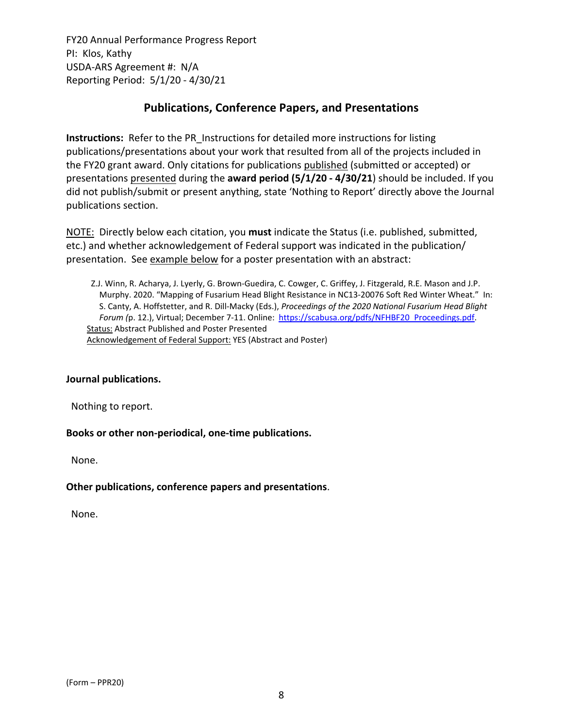FY20 Annual Performance Progress Report
PI: Klos, Kathy
USDA-ARS Agreement #: N/A
Reporting Period: 5/1/20 - 4/30/21

## Publications, Conference Papers, and Presentations

**Instructions:** Refer to the PR_Instructions for detailed more instructions for listing publications/presentations about your work that resulted from all of the projects included in the FY20 grant award. Only citations for publications published (submitted or accepted) or presentations presented during the **award period (5/1/20 - 4/30/21**) should be included. If you did not publish/submit or present anything, state 'Nothing to Report' directly above the Journal publications section.

NOTE: Directly below each citation, you **must** indicate the Status (i.e. published, submitted, etc.) and whether acknowledgement of Federal support was indicated in the publication/ presentation. See example below for a poster presentation with an abstract:

> Z.J. Winn, R. Acharya, J. Lyerly, G. Brown-Guedira, C. Cowger, C. Griffey, J. Fitzgerald, R.E. Mason and J.P. Murphy. 2020. "Mapping of Fusarium Head Blight Resistance in NC13-20076 Soft Red Winter Wheat." In: S. Canty, A. Hoffstetter, and R. Dill-Macky (Eds.), *Proceedings of the 2020 National Fusarium Head Blight Forum (*p. 12.), Virtual; December 7-11. Online: https://scabusa.org/pdfs/NFHBF20_Proceedings.pdf.
> Status: Abstract Published and Poster Presented
> Acknowledgement of Federal Support: YES (Abstract and Poster)

**Journal publications.**

Nothing to report.

**Books or other non-periodical, one-time publications.**

None.

**Other publications, conference papers and presentations**.

None.

(Form – PPR20)